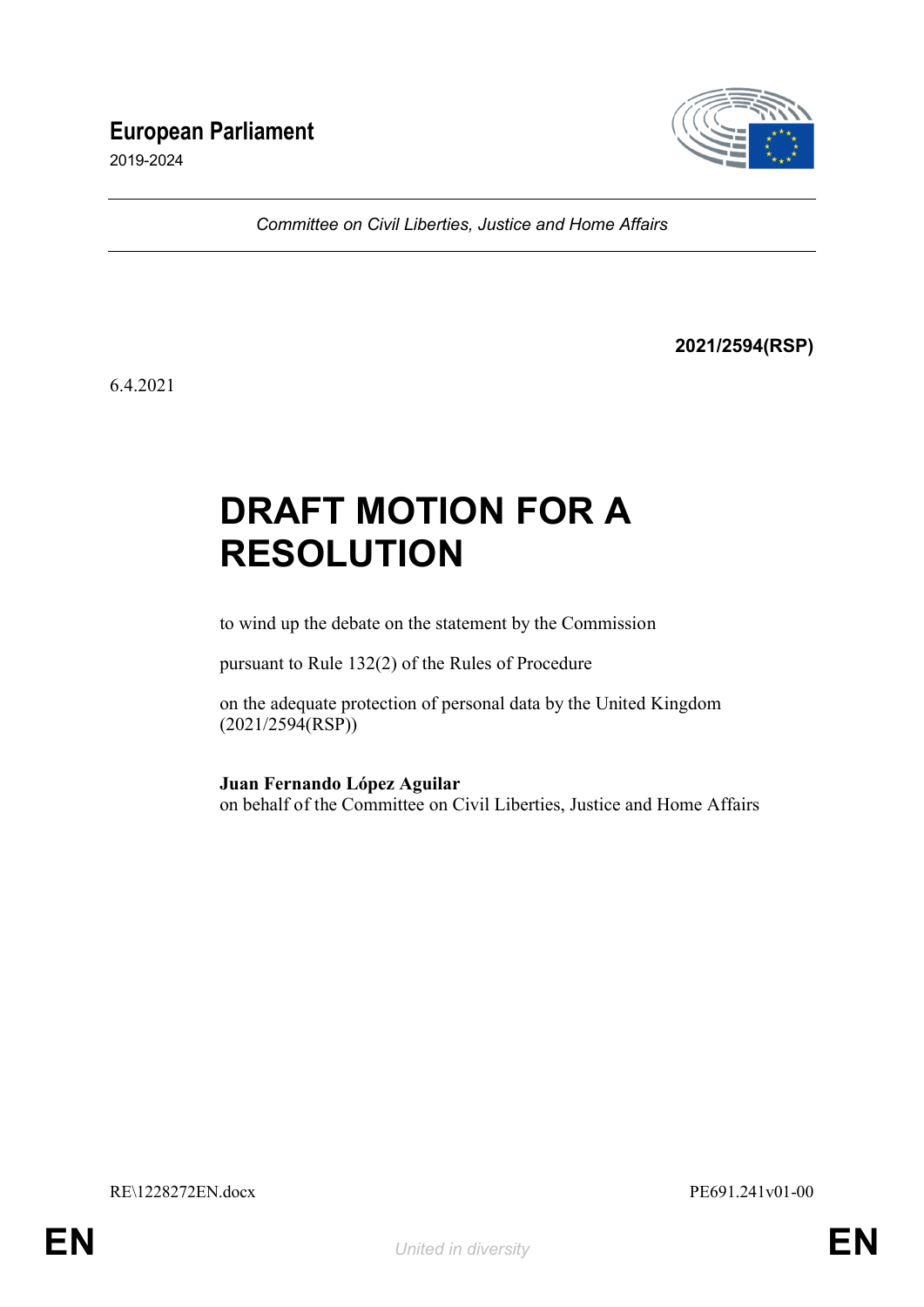**European Parliament**

2019-2024

*Committee on Civil Liberties, Justice and Home Affairs*

**2021/2594(RSP)**

6.4.2021

# DRAFT MOTION FOR A RESOLUTION

to wind up the debate on the statement by the Commission

pursuant to Rule 132(2) of the Rules of Procedure

on the adequate protection of personal data by the United Kingdom (2021/2594(RSP))

**Juan Fernando López Aguilar**
on behalf of the Committee on Civil Liberties, Justice and Home Affairs

RE\1228272EN.docx

PE691.241v01-00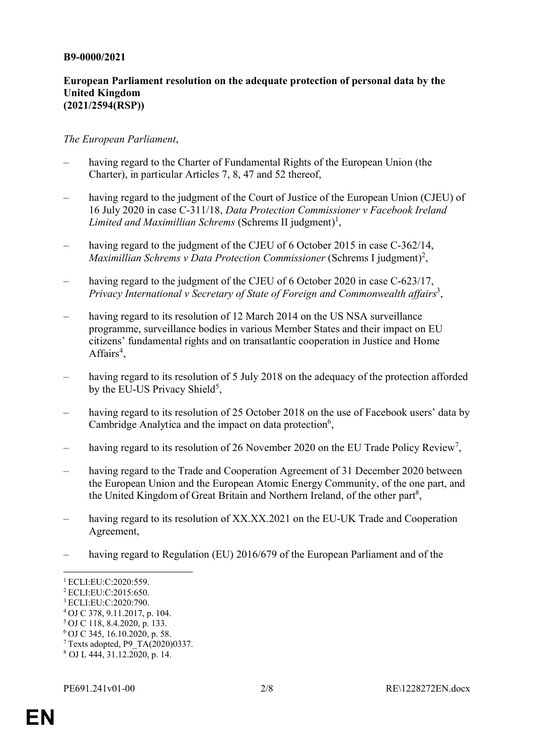**B9-0000/2021**

**European Parliament resolution on the adequate protection of personal data by the United Kingdom**
**(2021/2594(RSP))**

*The European Parliament*,

– having regard to the Charter of Fundamental Rights of the European Union (the Charter), in particular Articles 7, 8, 47 and 52 thereof,

– having regard to the judgment of the Court of Justice of the European Union (CJEU) of 16 July 2020 in case C-311/18, *Data Protection Commissioner v Facebook Ireland Limited and Maximillian Schrems* (Schrems II judgment)[1],

– having regard to the judgment of the CJEU of 6 October 2015 in case C-362/14, *Maximillian Schrems v Data Protection Commissioner* (Schrems I judgment)[2],

– having regard to the judgment of the CJEU of 6 October 2020 in case C-623/17, *Privacy International v Secretary of State of Foreign and Commonwealth affairs*[3],

– having regard to its resolution of 12 March 2014 on the US NSA surveillance programme, surveillance bodies in various Member States and their impact on EU citizens' fundamental rights and on transatlantic cooperation in Justice and Home Affairs[4],

– having regard to its resolution of 5 July 2018 on the adequacy of the protection afforded by the EU-US Privacy Shield[5],

– having regard to its resolution of 25 October 2018 on the use of Facebook users' data by Cambridge Analytica and the impact on data protection[6],

– having regard to its resolution of 26 November 2020 on the EU Trade Policy Review[7],

– having regard to the Trade and Cooperation Agreement of 31 December 2020 between the European Union and the European Atomic Energy Community, of the one part, and the United Kingdom of Great Britain and Northern Ireland, of the other part[8],

– having regard to its resolution of XX.XX.2021 on the EU-UK Trade and Cooperation Agreement,

– having regard to Regulation (EU) 2016/679 of the European Parliament and of the

---

[1] ECLI:EU:C:2020:559.
[2] ECLI:EU:C:2015:650.
[3] ECLI:EU:C:2020:790.
[4] OJ C 378, 9.11.2017, p. 104.
[5] OJ C 118, 8.4.2020, p. 133.
[6] OJ C 345, 16.10.2020, p. 58.
[7] Texts adopted, P9_TA(2020)0337.
[8] OJ L 444, 31.12.2020, p. 14.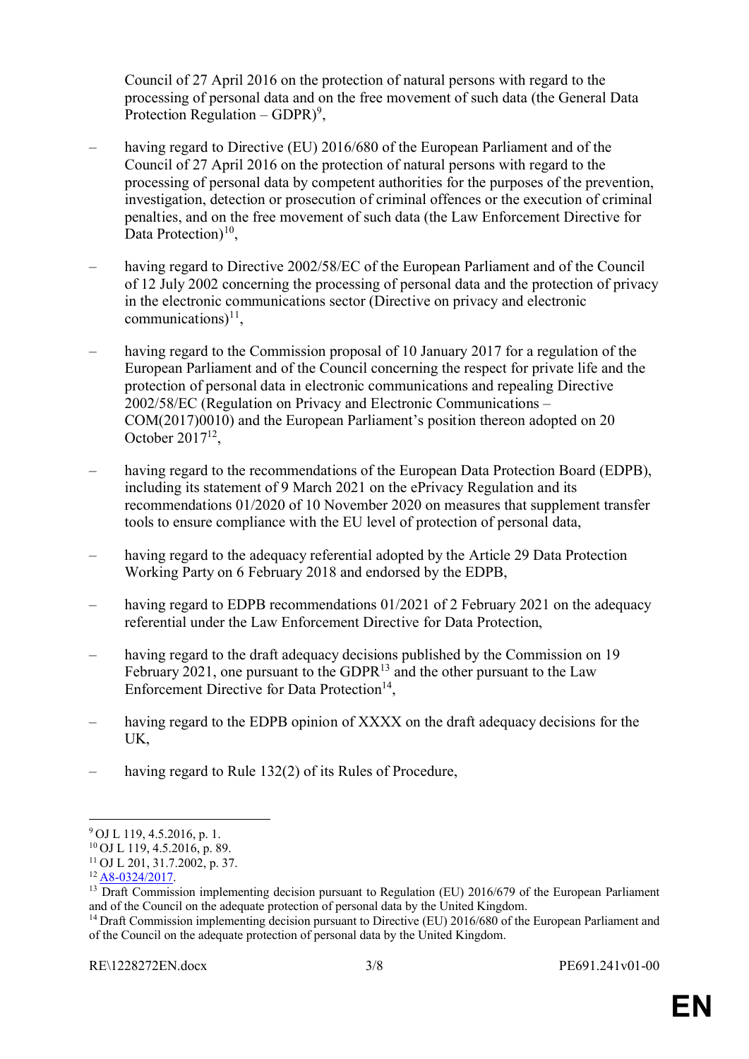Council of 27 April 2016 on the protection of natural persons with regard to the processing of personal data and on the free movement of such data (the General Data Protection Regulation – GDPR)[9],

– having regard to Directive (EU) 2016/680 of the European Parliament and of the Council of 27 April 2016 on the protection of natural persons with regard to the processing of personal data by competent authorities for the purposes of the prevention, investigation, detection or prosecution of criminal offences or the execution of criminal penalties, and on the free movement of such data (the Law Enforcement Directive for Data Protection)[10],

– having regard to Directive 2002/58/EC of the European Parliament and of the Council of 12 July 2002 concerning the processing of personal data and the protection of privacy in the electronic communications sector (Directive on privacy and electronic communications)[11],

– having regard to the Commission proposal of 10 January 2017 for a regulation of the European Parliament and of the Council concerning the respect for private life and the protection of personal data in electronic communications and repealing Directive 2002/58/EC (Regulation on Privacy and Electronic Communications – COM(2017)0010) and the European Parliament's position thereon adopted on 20 October 2017[12],

– having regard to the recommendations of the European Data Protection Board (EDPB), including its statement of 9 March 2021 on the ePrivacy Regulation and its recommendations 01/2020 of 10 November 2020 on measures that supplement transfer tools to ensure compliance with the EU level of protection of personal data,

– having regard to the adequacy referential adopted by the Article 29 Data Protection Working Party on 6 February 2018 and endorsed by the EDPB,

– having regard to EDPB recommendations 01/2021 of 2 February 2021 on the adequacy referential under the Law Enforcement Directive for Data Protection,

– having regard to the draft adequacy decisions published by the Commission on 19 February 2021, one pursuant to the GDPR[13] and the other pursuant to the Law Enforcement Directive for Data Protection[14],

– having regard to the EDPB opinion of XXXX on the draft adequacy decisions for the UK,

– having regard to Rule 132(2) of its Rules of Procedure,

---

[9] OJ L 119, 4.5.2016, p. 1.
[10] OJ L 119, 4.5.2016, p. 89.
[11] OJ L 201, 31.7.2002, p. 37.
[12] A8-0324/2017.
[13] Draft Commission implementing decision pursuant to Regulation (EU) 2016/679 of the European Parliament and of the Council on the adequate protection of personal data by the United Kingdom.
[14] Draft Commission implementing decision pursuant to Directive (EU) 2016/680 of the European Parliament and of the Council on the adequate protection of personal data by the United Kingdom.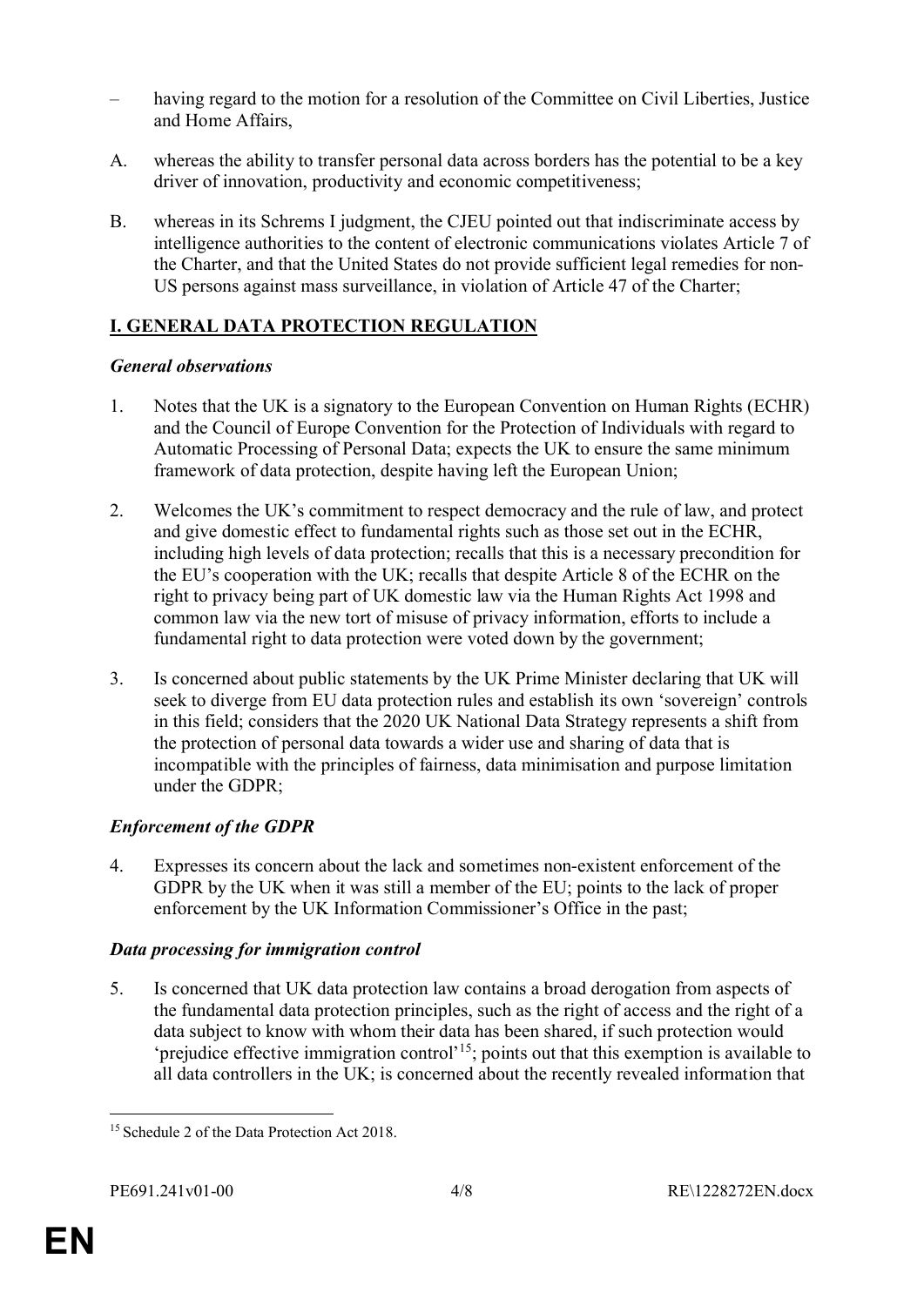– having regard to the motion for a resolution of the Committee on Civil Liberties, Justice and Home Affairs,

A. whereas the ability to transfer personal data across borders has the potential to be a key driver of innovation, productivity and economic competitiveness;

B. whereas in its Schrems I judgment, the CJEU pointed out that indiscriminate access by intelligence authorities to the content of electronic communications violates Article 7 of the Charter, and that the United States do not provide sufficient legal remedies for non-US persons against mass surveillance, in violation of Article 47 of the Charter;

## I. GENERAL DATA PROTECTION REGULATION

### *General observations*

1. Notes that the UK is a signatory to the European Convention on Human Rights (ECHR) and the Council of Europe Convention for the Protection of Individuals with regard to Automatic Processing of Personal Data; expects the UK to ensure the same minimum framework of data protection, despite having left the European Union;

2. Welcomes the UK's commitment to respect democracy and the rule of law, and protect and give domestic effect to fundamental rights such as those set out in the ECHR, including high levels of data protection; recalls that this is a necessary precondition for the EU's cooperation with the UK; recalls that despite Article 8 of the ECHR on the right to privacy being part of UK domestic law via the Human Rights Act 1998 and common law via the new tort of misuse of privacy information, efforts to include a fundamental right to data protection were voted down by the government;

3. Is concerned about public statements by the UK Prime Minister declaring that UK will seek to diverge from EU data protection rules and establish its own 'sovereign' controls in this field; considers that the 2020 UK National Data Strategy represents a shift from the protection of personal data towards a wider use and sharing of data that is incompatible with the principles of fairness, data minimisation and purpose limitation under the GDPR;

### *Enforcement of the GDPR*

4. Expresses its concern about the lack and sometimes non-existent enforcement of the GDPR by the UK when it was still a member of the EU; points to the lack of proper enforcement by the UK Information Commissioner's Office in the past;

### *Data processing for immigration control*

5. Is concerned that UK data protection law contains a broad derogation from aspects of the fundamental data protection principles, such as the right of access and the right of a data subject to know with whom their data has been shared, if such protection would 'prejudice effective immigration control'[15]; points out that this exemption is available to all data controllers in the UK; is concerned about the recently revealed information that

[15] Schedule 2 of the Data Protection Act 2018.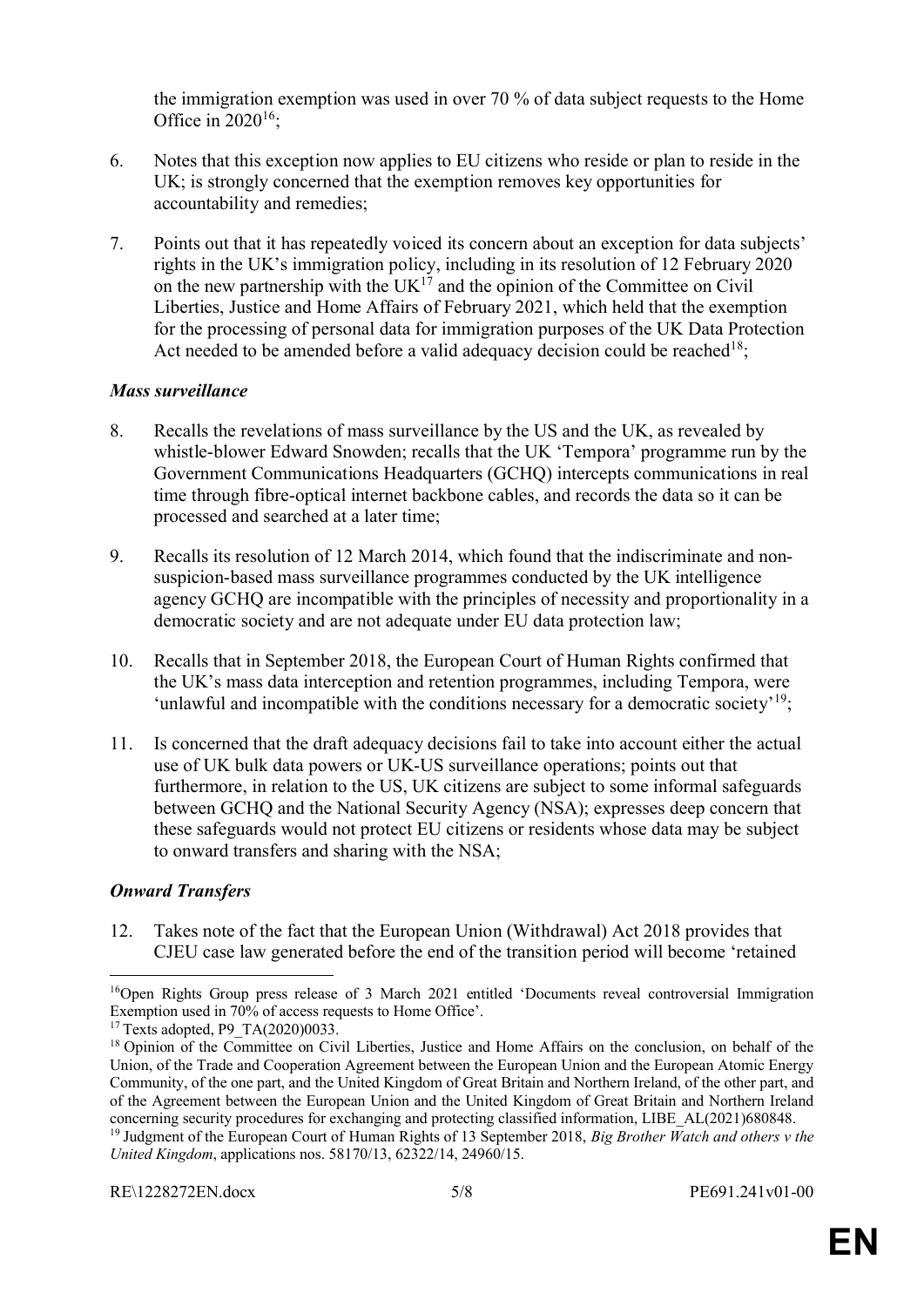the immigration exemption was used in over 70 % of data subject requests to the Home Office in 2020[16];

6. Notes that this exception now applies to EU citizens who reside or plan to reside in the UK; is strongly concerned that the exemption removes key opportunities for accountability and remedies;

7. Points out that it has repeatedly voiced its concern about an exception for data subjects' rights in the UK's immigration policy, including in its resolution of 12 February 2020 on the new partnership with the UK[17] and the opinion of the Committee on Civil Liberties, Justice and Home Affairs of February 2021, which held that the exemption for the processing of personal data for immigration purposes of the UK Data Protection Act needed to be amended before a valid adequacy decision could be reached[18];

### *Mass surveillance*

8. Recalls the revelations of mass surveillance by the US and the UK, as revealed by whistle-blower Edward Snowden; recalls that the UK 'Tempora' programme run by the Government Communications Headquarters (GCHQ) intercepts communications in real time through fibre-optical internet backbone cables, and records the data so it can be processed and searched at a later time;

9. Recalls its resolution of 12 March 2014, which found that the indiscriminate and non-suspicion-based mass surveillance programmes conducted by the UK intelligence agency GCHQ are incompatible with the principles of necessity and proportionality in a democratic society and are not adequate under EU data protection law;

10. Recalls that in September 2018, the European Court of Human Rights confirmed that the UK's mass data interception and retention programmes, including Tempora, were 'unlawful and incompatible with the conditions necessary for a democratic society'[19];

11. Is concerned that the draft adequacy decisions fail to take into account either the actual use of UK bulk data powers or UK-US surveillance operations; points out that furthermore, in relation to the US, UK citizens are subject to some informal safeguards between GCHQ and the National Security Agency (NSA); expresses deep concern that these safeguards would not protect EU citizens or residents whose data may be subject to onward transfers and sharing with the NSA;

### *Onward Transfers*

12. Takes note of the fact that the European Union (Withdrawal) Act 2018 provides that CJEU case law generated before the end of the transition period will become 'retained

---

[16] Open Rights Group press release of 3 March 2021 entitled 'Documents reveal controversial Immigration Exemption used in 70% of access requests to Home Office'.

[17] Texts adopted, P9_TA(2020)0033.

[18] Opinion of the Committee on Civil Liberties, Justice and Home Affairs on the conclusion, on behalf of the Union, of the Trade and Cooperation Agreement between the European Union and the European Atomic Energy Community, of the one part, and the United Kingdom of Great Britain and Northern Ireland, of the other part, and of the Agreement between the European Union and the United Kingdom of Great Britain and Northern Ireland concerning security procedures for exchanging and protecting classified information, LIBE_AL(2021)680848.

[19] Judgment of the European Court of Human Rights of 13 September 2018, *Big Brother Watch and others v the United Kingdom*, applications nos. 58170/13, 62322/14, 24960/15.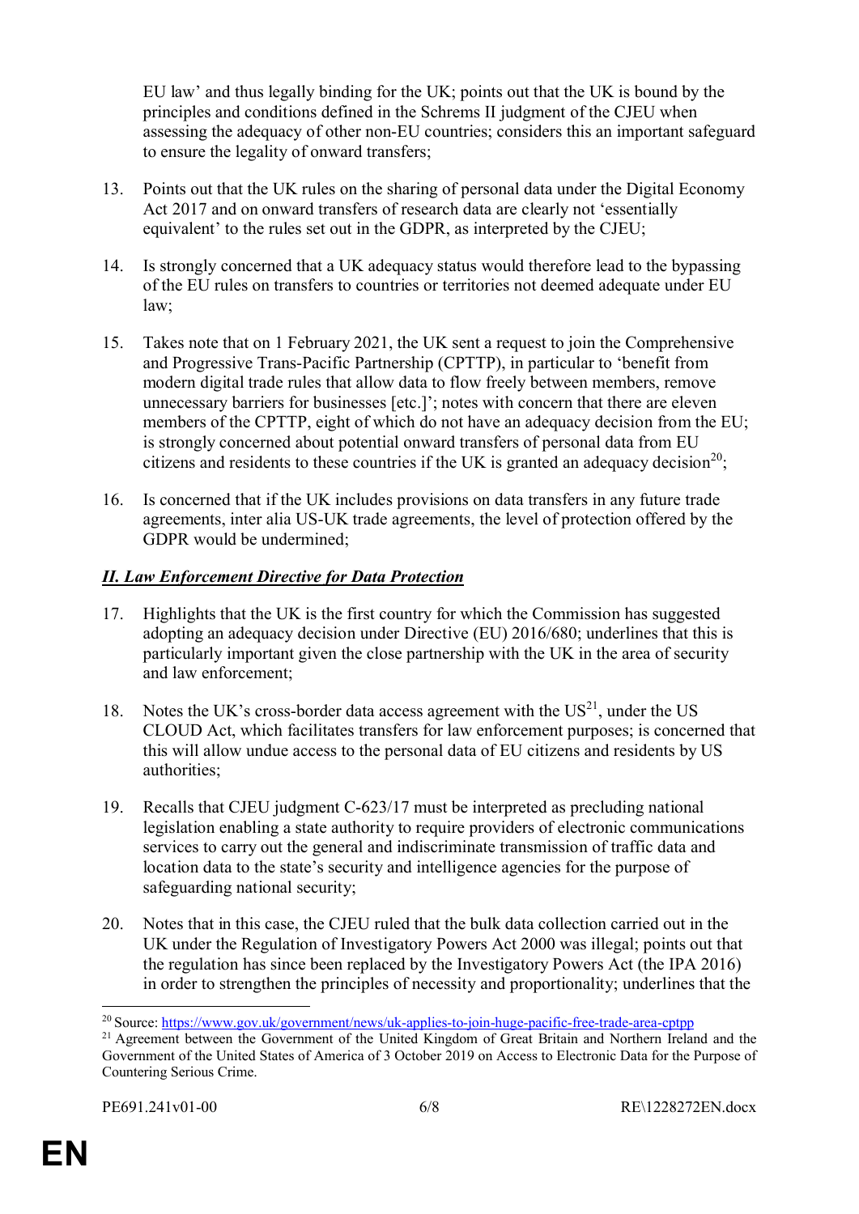EU law' and thus legally binding for the UK; points out that the UK is bound by the principles and conditions defined in the Schrems II judgment of the CJEU when assessing the adequacy of other non-EU countries; considers this an important safeguard to ensure the legality of onward transfers;

13. Points out that the UK rules on the sharing of personal data under the Digital Economy Act 2017 and on onward transfers of research data are clearly not 'essentially equivalent' to the rules set out in the GDPR, as interpreted by the CJEU;

14. Is strongly concerned that a UK adequacy status would therefore lead to the bypassing of the EU rules on transfers to countries or territories not deemed adequate under EU law;

15. Takes note that on 1 February 2021, the UK sent a request to join the Comprehensive and Progressive Trans-Pacific Partnership (CPTTP), in particular to 'benefit from modern digital trade rules that allow data to flow freely between members, remove unnecessary barriers for businesses [etc.]'; notes with concern that there are eleven members of the CPTTP, eight of which do not have an adequacy decision from the EU; is strongly concerned about potential onward transfers of personal data from EU citizens and residents to these countries if the UK is granted an adequacy decision[20];

16. Is concerned that if the UK includes provisions on data transfers in any future trade agreements, inter alia US-UK trade agreements, the level of protection offered by the GDPR would be undermined;

## ***II. Law Enforcement Directive for Data Protection***

17. Highlights that the UK is the first country for which the Commission has suggested adopting an adequacy decision under Directive (EU) 2016/680; underlines that this is particularly important given the close partnership with the UK in the area of security and law enforcement;

18. Notes the UK's cross-border data access agreement with the US[21], under the US CLOUD Act, which facilitates transfers for law enforcement purposes; is concerned that this will allow undue access to the personal data of EU citizens and residents by US authorities;

19. Recalls that CJEU judgment C-623/17 must be interpreted as precluding national legislation enabling a state authority to require providers of electronic communications services to carry out the general and indiscriminate transmission of traffic data and location data to the state's security and intelligence agencies for the purpose of safeguarding national security;

20. Notes that in this case, the CJEU ruled that the bulk data collection carried out in the UK under the Regulation of Investigatory Powers Act 2000 was illegal; points out that the regulation has since been replaced by the Investigatory Powers Act (the IPA 2016) in order to strengthen the principles of necessity and proportionality; underlines that the

---

[20] Source: https://www.gov.uk/government/news/uk-applies-to-join-huge-pacific-free-trade-area-cptpp

[21] Agreement between the Government of the United Kingdom of Great Britain and Northern Ireland and the Government of the United States of America of 3 October 2019 on Access to Electronic Data for the Purpose of Countering Serious Crime.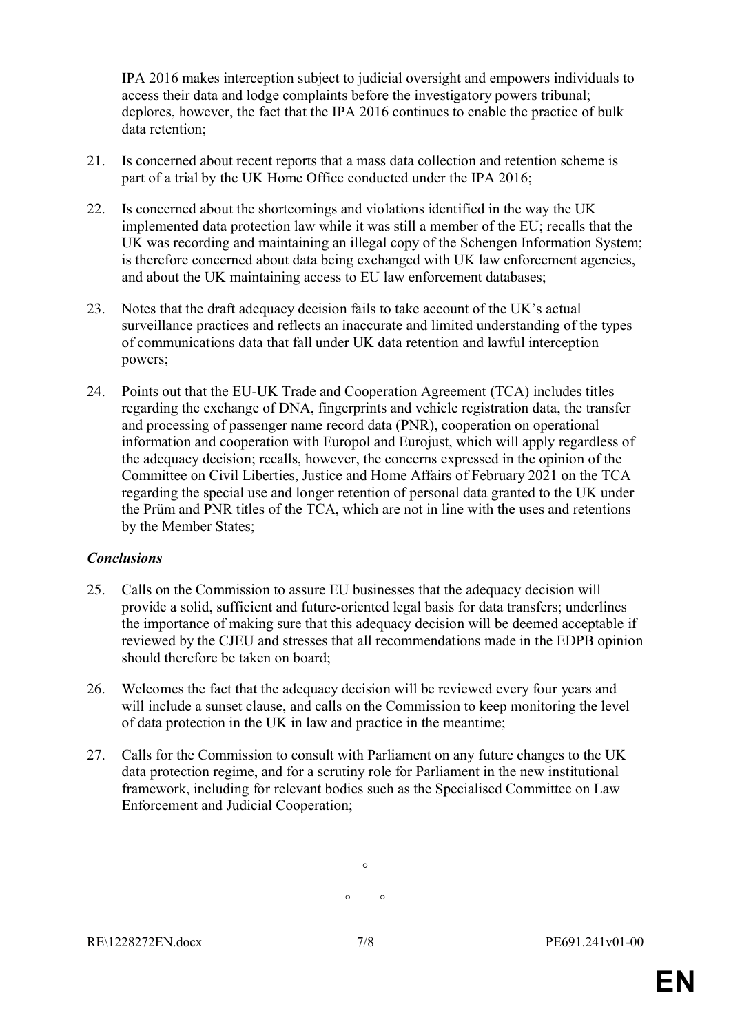IPA 2016 makes interception subject to judicial oversight and empowers individuals to access their data and lodge complaints before the investigatory powers tribunal; deplores, however, the fact that the IPA 2016 continues to enable the practice of bulk data retention;

21. Is concerned about recent reports that a mass data collection and retention scheme is part of a trial by the UK Home Office conducted under the IPA 2016;

22. Is concerned about the shortcomings and violations identified in the way the UK implemented data protection law while it was still a member of the EU; recalls that the UK was recording and maintaining an illegal copy of the Schengen Information System; is therefore concerned about data being exchanged with UK law enforcement agencies, and about the UK maintaining access to EU law enforcement databases;

23. Notes that the draft adequacy decision fails to take account of the UK's actual surveillance practices and reflects an inaccurate and limited understanding of the types of communications data that fall under UK data retention and lawful interception powers;

24. Points out that the EU-UK Trade and Cooperation Agreement (TCA) includes titles regarding the exchange of DNA, fingerprints and vehicle registration data, the transfer and processing of passenger name record data (PNR), cooperation on operational information and cooperation with Europol and Eurojust, which will apply regardless of the adequacy decision; recalls, however, the concerns expressed in the opinion of the Committee on Civil Liberties, Justice and Home Affairs of February 2021 on the TCA regarding the special use and longer retention of personal data granted to the UK under the Prüm and PNR titles of the TCA, which are not in line with the uses and retentions by the Member States;

***Conclusions***

25. Calls on the Commission to assure EU businesses that the adequacy decision will provide a solid, sufficient and future-oriented legal basis for data transfers; underlines the importance of making sure that this adequacy decision will be deemed acceptable if reviewed by the CJEU and stresses that all recommendations made in the EDPB opinion should therefore be taken on board;

26. Welcomes the fact that the adequacy decision will be reviewed every four years and will include a sunset clause, and calls on the Commission to keep monitoring the level of data protection in the UK in law and practice in the meantime;

27. Calls for the Commission to consult with Parliament on any future changes to the UK data protection regime, and for a scrutiny role for Parliament in the new institutional framework, including for relevant bodies such as the Specialised Committee on Law Enforcement and Judicial Cooperation;

°

° °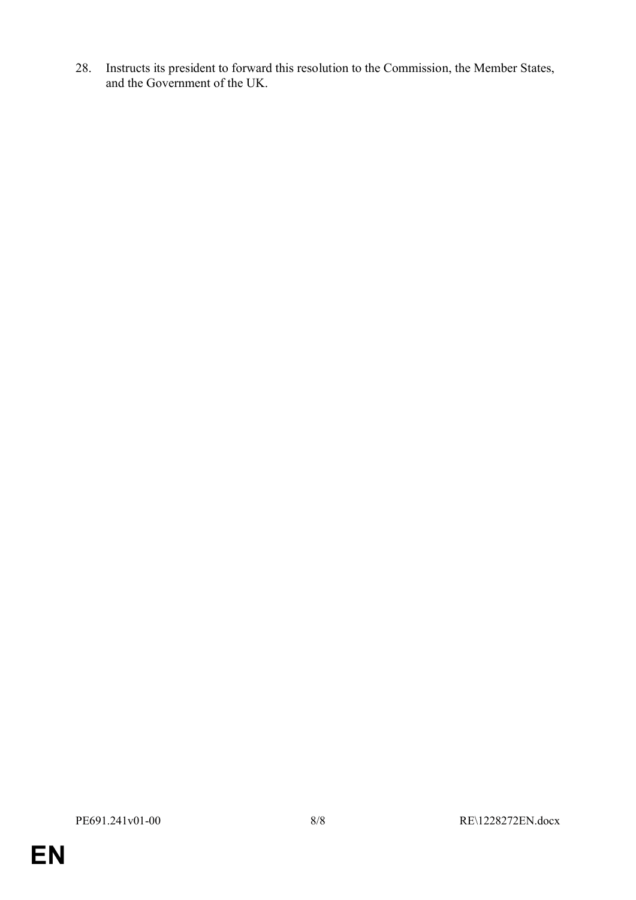28. Instructs its president to forward this resolution to the Commission, the Member States, and the Government of the UK.